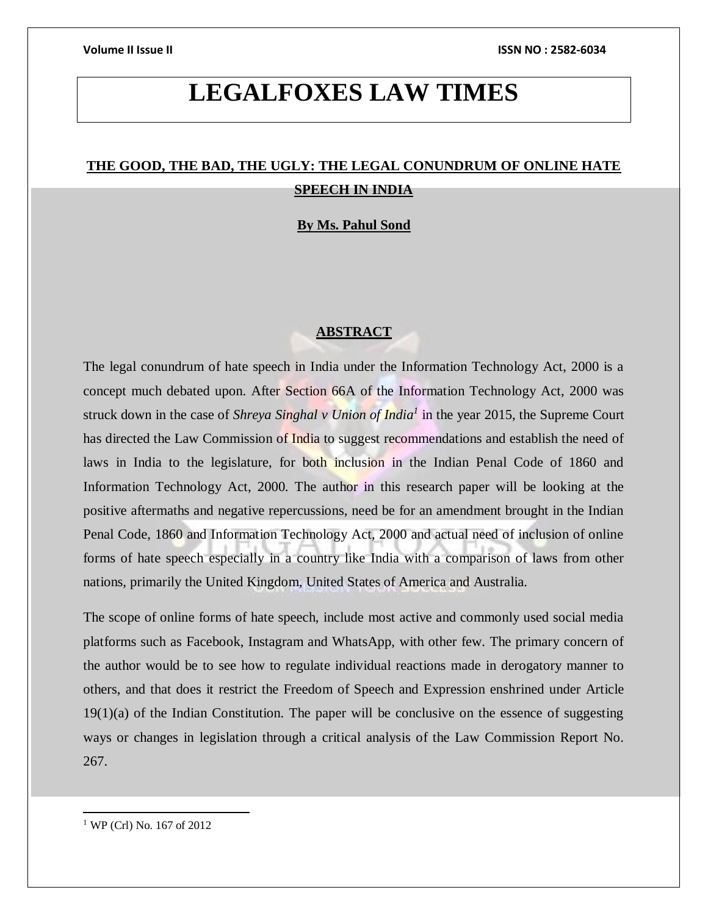# LEGALFOXES LAW TIMES

## THE GOOD, THE BAD, THE UGLY: THE LEGAL CONUNDRUM OF ONLINE HATE SPEECH IN INDIA

**By Ms. Pahul Sond**

### ABSTRACT

The legal conundrum of hate speech in India under the Information Technology Act, 2000 is a concept much debated upon. After Section 66A of the Information Technology Act, 2000 was struck down in the case of *Shreya Singhal v Union of India*[1] in the year 2015, the Supreme Court has directed the Law Commission of India to suggest recommendations and establish the need of laws in India to the legislature, for both inclusion in the Indian Penal Code of 1860 and Information Technology Act, 2000. The author in this research paper will be looking at the positive aftermaths and negative repercussions, need be for an amendment brought in the Indian Penal Code, 1860 and Information Technology Act, 2000 and actual need of inclusion of online forms of hate speech especially in a country like India with a comparison of laws from other nations, primarily the United Kingdom, United States of America and Australia.

The scope of online forms of hate speech, include most active and commonly used social media platforms such as Facebook, Instagram and WhatsApp, with other few. The primary concern of the author would be to see how to regulate individual reactions made in derogatory manner to others, and that does it restrict the Freedom of Speech and Expression enshrined under Article 19(1)(a) of the Indian Constitution. The paper will be conclusive on the essence of suggesting ways or changes in legislation through a critical analysis of the Law Commission Report No. 267.

---

[1] WP (Crl) No. 167 of 2012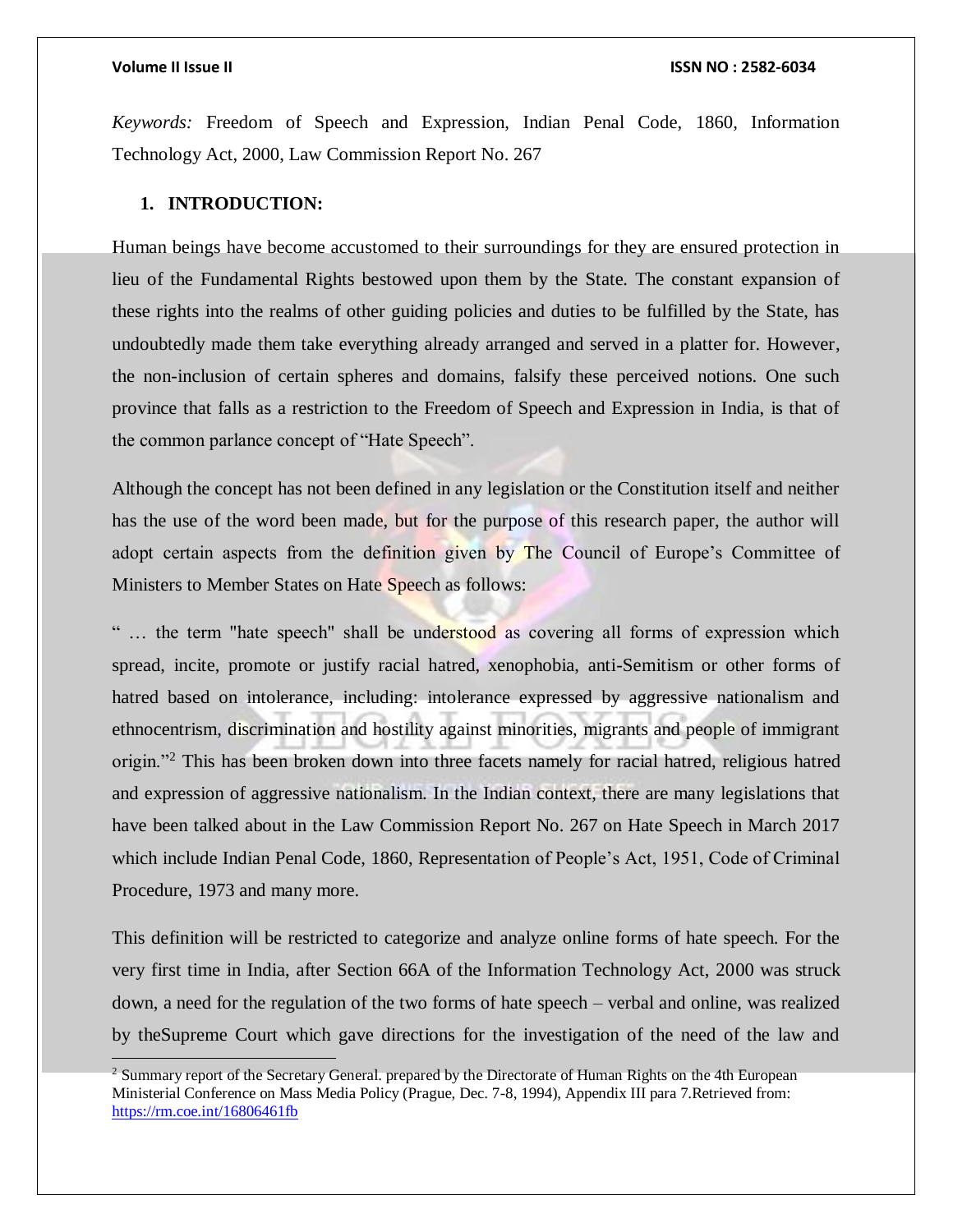*Keywords:* Freedom of Speech and Expression, Indian Penal Code, 1860, Information Technology Act, 2000, Law Commission Report No. 267

## 1. INTRODUCTION:

Human beings have become accustomed to their surroundings for they are ensured protection in lieu of the Fundamental Rights bestowed upon them by the State. The constant expansion of these rights into the realms of other guiding policies and duties to be fulfilled by the State, has undoubtedly made them take everything already arranged and served in a platter for. However, the non-inclusion of certain spheres and domains, falsify these perceived notions. One such province that falls as a restriction to the Freedom of Speech and Expression in India, is that of the common parlance concept of "Hate Speech".

Although the concept has not been defined in any legislation or the Constitution itself and neither has the use of the word been made, but for the purpose of this research paper, the author will adopt certain aspects from the definition given by The Council of Europe's Committee of Ministers to Member States on Hate Speech as follows:

" … the term "hate speech" shall be understood as covering all forms of expression which spread, incite, promote or justify racial hatred, xenophobia, anti-Semitism or other forms of hatred based on intolerance, including: intolerance expressed by aggressive nationalism and ethnocentrism, discrimination and hostility against minorities, migrants and people of immigrant origin."[2] This has been broken down into three facets namely for racial hatred, religious hatred and expression of aggressive nationalism. In the Indian context, there are many legislations that have been talked about in the Law Commission Report No. 267 on Hate Speech in March 2017 which include Indian Penal Code, 1860, Representation of People's Act, 1951, Code of Criminal Procedure, 1973 and many more.

This definition will be restricted to categorize and analyze online forms of hate speech. For the very first time in India, after Section 66A of the Information Technology Act, 2000 was struck down, a need for the regulation of the two forms of hate speech – verbal and online, was realized by theSupreme Court which gave directions for the investigation of the need of the law and

---

[2] Summary report of the Secretary General. prepared by the Directorate of Human Rights on the 4th European Ministerial Conference on Mass Media Policy (Prague, Dec. 7-8, 1994), Appendix III para 7.Retrieved from: https://rm.coe.int/16806461fb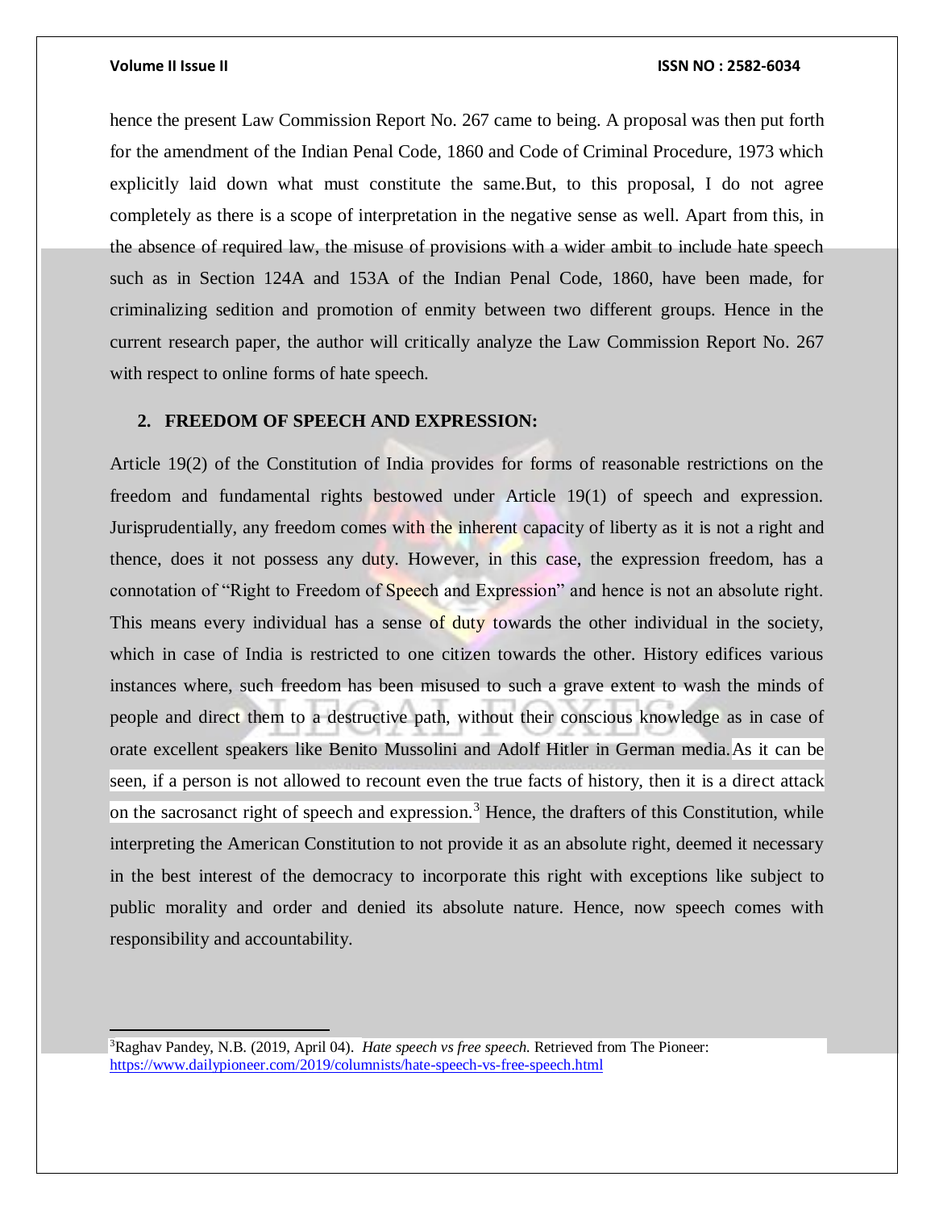hence the present Law Commission Report No. 267 came to being. A proposal was then put forth for the amendment of the Indian Penal Code, 1860 and Code of Criminal Procedure, 1973 which explicitly laid down what must constitute the same.But, to this proposal, I do not agree completely as there is a scope of interpretation in the negative sense as well. Apart from this, in the absence of required law, the misuse of provisions with a wider ambit to include hate speech such as in Section 124A and 153A of the Indian Penal Code, 1860, have been made, for criminalizing sedition and promotion of enmity between two different groups. Hence in the current research paper, the author will critically analyze the Law Commission Report No. 267 with respect to online forms of hate speech.

## 2. FREEDOM OF SPEECH AND EXPRESSION:

Article 19(2) of the Constitution of India provides for forms of reasonable restrictions on the freedom and fundamental rights bestowed under Article 19(1) of speech and expression. Jurisprudentially, any freedom comes with the inherent capacity of liberty as it is not a right and thence, does it not possess any duty. However, in this case, the expression freedom, has a connotation of "Right to Freedom of Speech and Expression" and hence is not an absolute right. This means every individual has a sense of duty towards the other individual in the society, which in case of India is restricted to one citizen towards the other. History edifices various instances where, such freedom has been misused to such a grave extent to wash the minds of people and direct them to a destructive path, without their conscious knowledge as in case of orate excellent speakers like Benito Mussolini and Adolf Hitler in German media. As it can be seen, if a person is not allowed to recount even the true facts of history, then it is a direct attack on the sacrosanct right of speech and expression.[3] Hence, the drafters of this Constitution, while interpreting the American Constitution to not provide it as an absolute right, deemed it necessary in the best interest of the democracy to incorporate this right with exceptions like subject to public morality and order and denied its absolute nature. Hence, now speech comes with responsibility and accountability.

---

[3]Raghav Pandey, N.B. (2019, April 04). *Hate speech vs free speech.* Retrieved from The Pioneer: https://www.dailypioneer.com/2019/columnists/hate-speech-vs-free-speech.html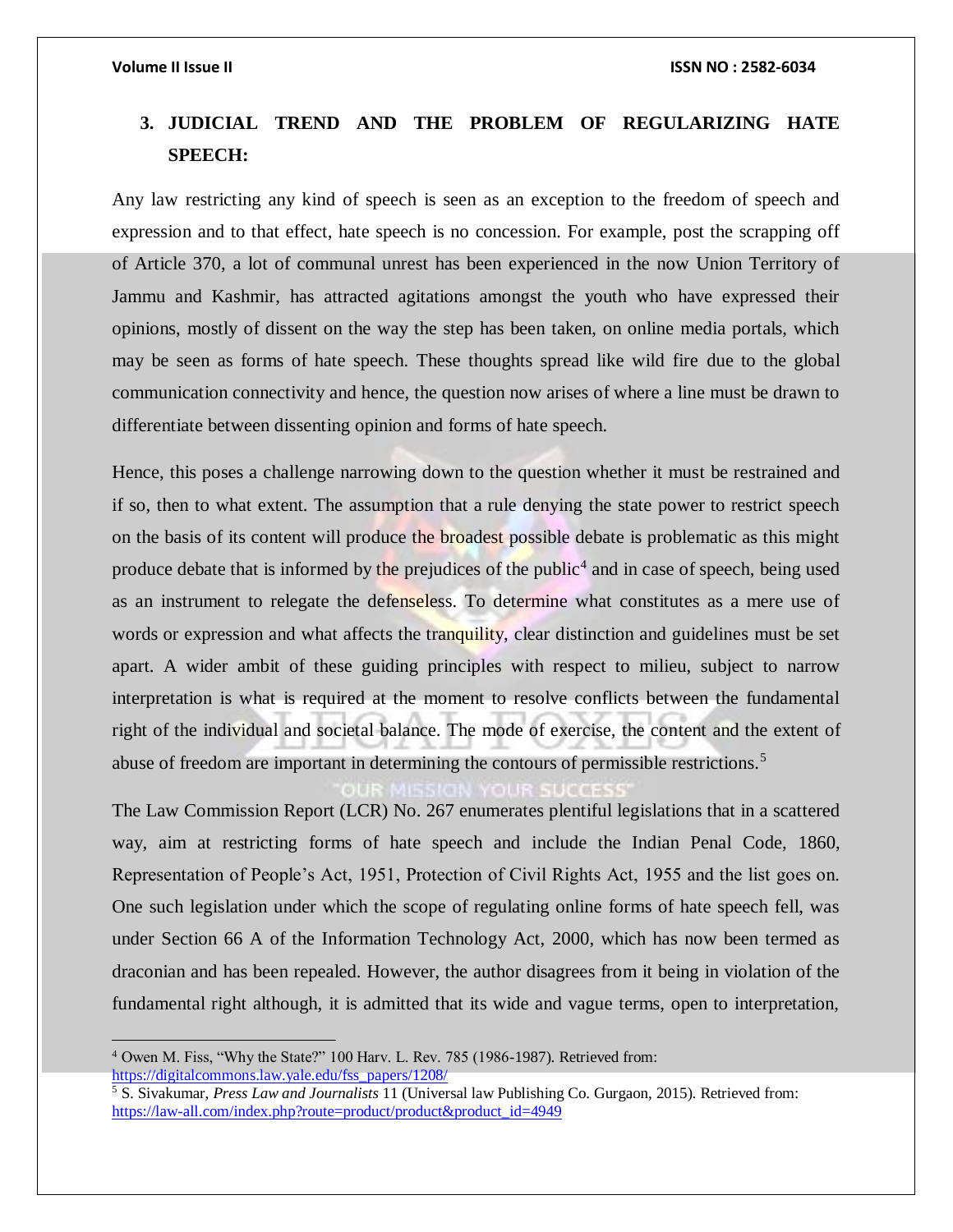## 3. JUDICIAL TREND AND THE PROBLEM OF REGULARIZING HATE SPEECH:

Any law restricting any kind of speech is seen as an exception to the freedom of speech and expression and to that effect, hate speech is no concession. For example, post the scrapping off of Article 370, a lot of communal unrest has been experienced in the now Union Territory of Jammu and Kashmir, has attracted agitations amongst the youth who have expressed their opinions, mostly of dissent on the way the step has been taken, on online media portals, which may be seen as forms of hate speech. These thoughts spread like wild fire due to the global communication connectivity and hence, the question now arises of where a line must be drawn to differentiate between dissenting opinion and forms of hate speech.

Hence, this poses a challenge narrowing down to the question whether it must be restrained and if so, then to what extent. The assumption that a rule denying the state power to restrict speech on the basis of its content will produce the broadest possible debate is problematic as this might produce debate that is informed by the prejudices of the public[4] and in case of speech, being used as an instrument to relegate the defenseless. To determine what constitutes as a mere use of words or expression and what affects the tranquility, clear distinction and guidelines must be set apart. A wider ambit of these guiding principles with respect to milieu, subject to narrow interpretation is what is required at the moment to resolve conflicts between the fundamental right of the individual and societal balance. The mode of exercise, the content and the extent of abuse of freedom are important in determining the contours of permissible restrictions.[5]

The Law Commission Report (LCR) No. 267 enumerates plentiful legislations that in a scattered way, aim at restricting forms of hate speech and include the Indian Penal Code, 1860, Representation of People's Act, 1951, Protection of Civil Rights Act, 1955 and the list goes on. One such legislation under which the scope of regulating online forms of hate speech fell, was under Section 66 A of the Information Technology Act, 2000, which has now been termed as draconian and has been repealed. However, the author disagrees from it being in violation of the fundamental right although, it is admitted that its wide and vague terms, open to interpretation,

---

[4] Owen M. Fiss, "Why the State?" 100 Harv. L. Rev. 785 (1986-1987). Retrieved from: https://digitalcommons.law.yale.edu/fss_papers/1208/

[5] S. Sivakumar, *Press Law and Journalists* 11 (Universal law Publishing Co. Gurgaon, 2015). Retrieved from: https://law-all.com/index.php?route=product/product&product_id=4949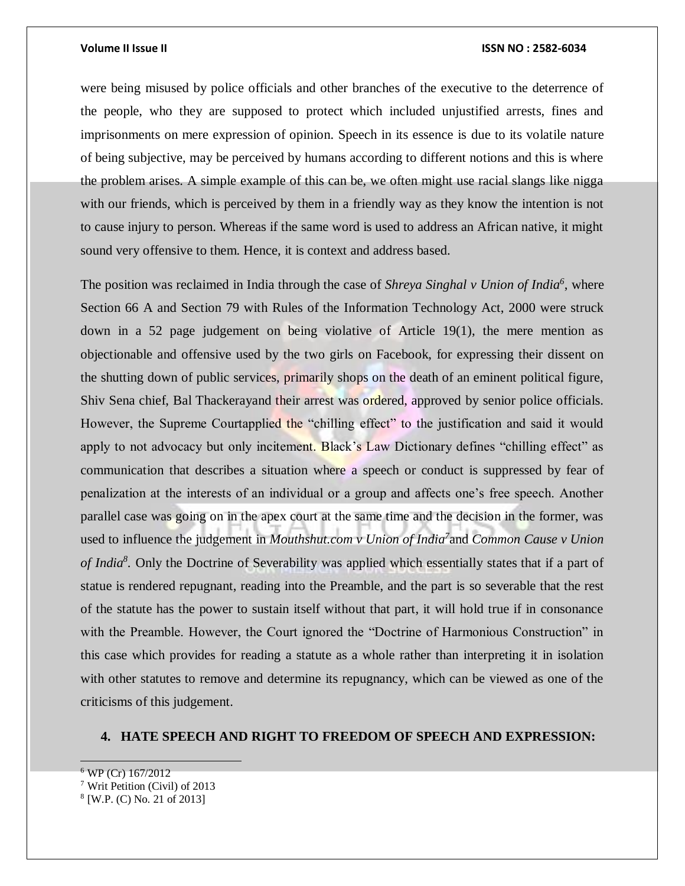were being misused by police officials and other branches of the executive to the deterrence of the people, who they are supposed to protect which included unjustified arrests, fines and imprisonments on mere expression of opinion. Speech in its essence is due to its volatile nature of being subjective, may be perceived by humans according to different notions and this is where the problem arises. A simple example of this can be, we often might use racial slangs like nigga with our friends, which is perceived by them in a friendly way as they know the intention is not to cause injury to person. Whereas if the same word is used to address an African native, it might sound very offensive to them. Hence, it is context and address based.

The position was reclaimed in India through the case of *Shreya Singhal v Union of India*[6], where Section 66 A and Section 79 with Rules of the Information Technology Act, 2000 were struck down in a 52 page judgement on being violative of Article 19(1), the mere mention as objectionable and offensive used by the two girls on Facebook, for expressing their dissent on the shutting down of public services, primarily shops on the death of an eminent political figure, Shiv Sena chief, Bal Thackerayand their arrest was ordered, approved by senior police officials. However, the Supreme Courtapplied the "chilling effect" to the justification and said it would apply to not advocacy but only incitement. Black's Law Dictionary defines "chilling effect" as communication that describes a situation where a speech or conduct is suppressed by fear of penalization at the interests of an individual or a group and affects one's free speech. Another parallel case was going on in the apex court at the same time and the decision in the former, was used to influence the judgement in *Mouthshut.com v Union of India*[7] and *Common Cause v Union of India*[8]. Only the Doctrine of Severability was applied which essentially states that if a part of statue is rendered repugnant, reading into the Preamble, and the part is so severable that the rest of the statute has the power to sustain itself without that part, it will hold true if in consonance with the Preamble. However, the Court ignored the "Doctrine of Harmonious Construction" in this case which provides for reading a statute as a whole rather than interpreting it in isolation with other statutes to remove and determine its repugnancy, which can be viewed as one of the criticisms of this judgement.

## 4. HATE SPEECH AND RIGHT TO FREEDOM OF SPEECH AND EXPRESSION:

---

[6] WP (Cr) 167/2012

[7] Writ Petition (Civil) of 2013

[8] [W.P. (C) No. 21 of 2013]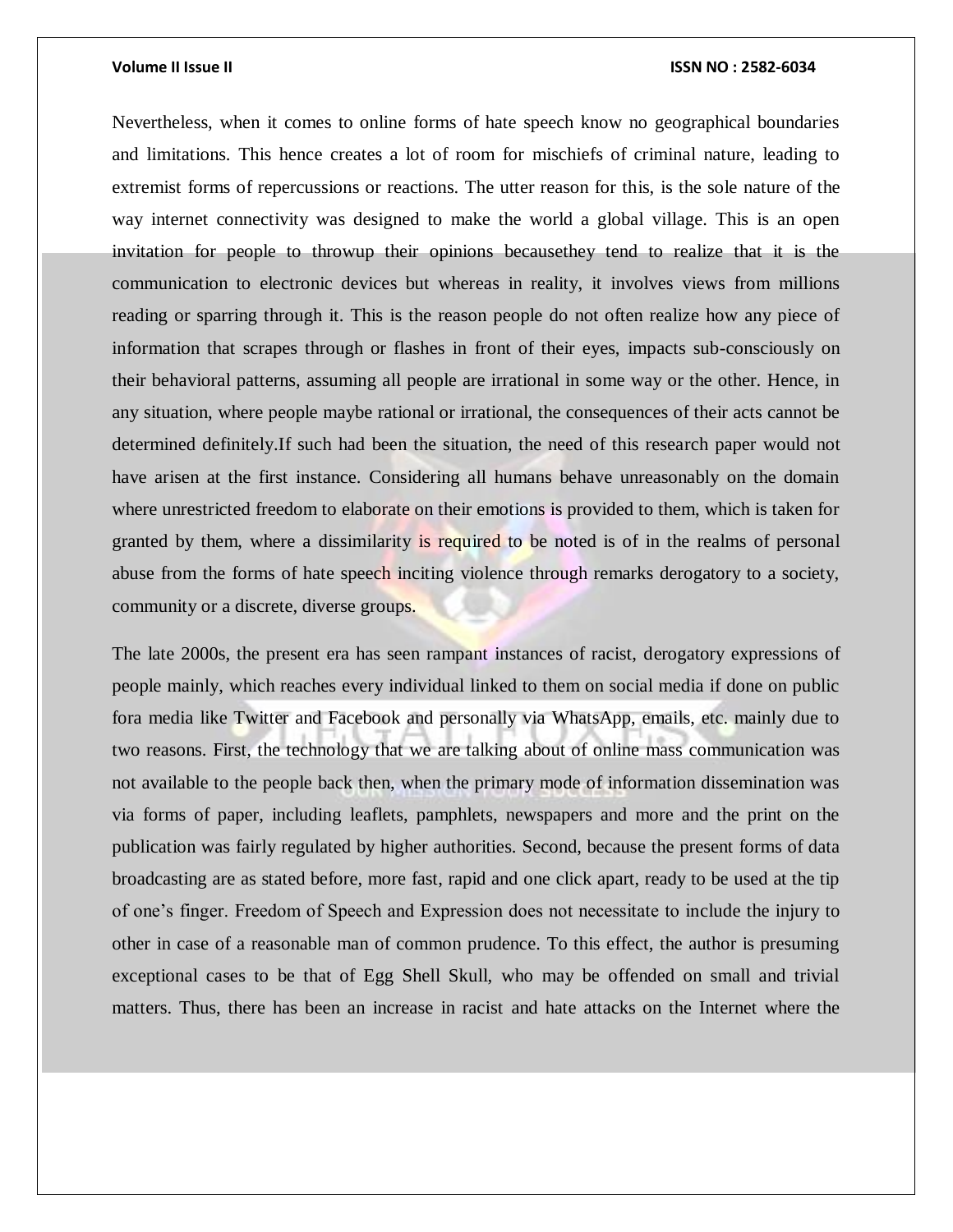Nevertheless, when it comes to online forms of hate speech know no geographical boundaries and limitations. This hence creates a lot of room for mischiefs of criminal nature, leading to extremist forms of repercussions or reactions. The utter reason for this, is the sole nature of the way internet connectivity was designed to make the world a global village. This is an open invitation for people to throwup their opinions becausethey tend to realize that it is the communication to electronic devices but whereas in reality, it involves views from millions reading or sparring through it. This is the reason people do not often realize how any piece of information that scrapes through or flashes in front of their eyes, impacts sub-consciously on their behavioral patterns, assuming all people are irrational in some way or the other. Hence, in any situation, where people maybe rational or irrational, the consequences of their acts cannot be determined definitely.If such had been the situation, the need of this research paper would not have arisen at the first instance. Considering all humans behave unreasonably on the domain where unrestricted freedom to elaborate on their emotions is provided to them, which is taken for granted by them, where a dissimilarity is required to be noted is of in the realms of personal abuse from the forms of hate speech inciting violence through remarks derogatory to a society, community or a discrete, diverse groups.

The late 2000s, the present era has seen rampant instances of racist, derogatory expressions of people mainly, which reaches every individual linked to them on social media if done on public fora media like Twitter and Facebook and personally via WhatsApp, emails, etc. mainly due to two reasons. First, the technology that we are talking about of online mass communication was not available to the people back then, when the primary mode of information dissemination was via forms of paper, including leaflets, pamphlets, newspapers and more and the print on the publication was fairly regulated by higher authorities. Second, because the present forms of data broadcasting are as stated before, more fast, rapid and one click apart, ready to be used at the tip of one's finger. Freedom of Speech and Expression does not necessitate to include the injury to other in case of a reasonable man of common prudence. To this effect, the author is presuming exceptional cases to be that of Egg Shell Skull, who may be offended on small and trivial matters. Thus, there has been an increase in racist and hate attacks on the Internet where the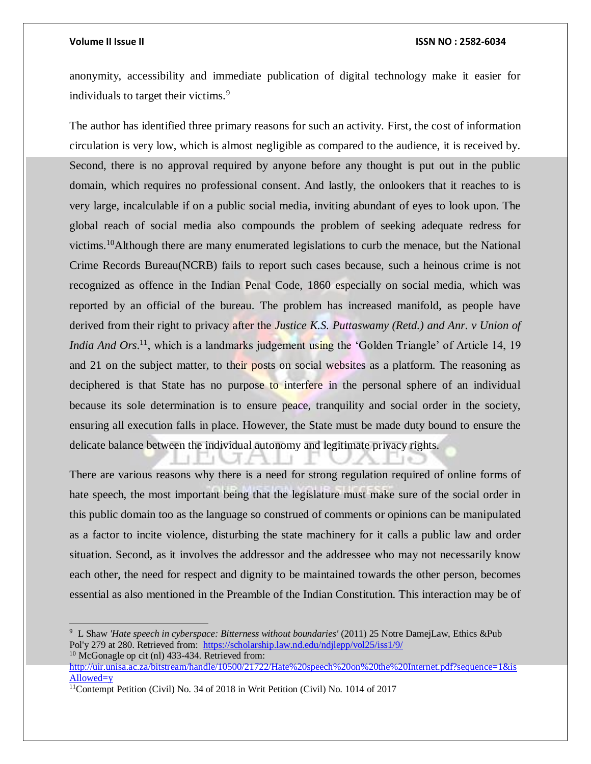anonymity, accessibility and immediate publication of digital technology make it easier for individuals to target their victims.[9]

The author has identified three primary reasons for such an activity. First, the cost of information circulation is very low, which is almost negligible as compared to the audience, it is received by. Second, there is no approval required by anyone before any thought is put out in the public domain, which requires no professional consent. And lastly, the onlookers that it reaches to is very large, incalculable if on a public social media, inviting abundant of eyes to look upon. The global reach of social media also compounds the problem of seeking adequate redress for victims.[10]Although there are many enumerated legislations to curb the menace, but the National Crime Records Bureau(NCRB) fails to report such cases because, such a heinous crime is not recognized as offence in the Indian Penal Code, 1860 especially on social media, which was reported by an official of the bureau. The problem has increased manifold, as people have derived from their right to privacy after the *Justice K.S. Puttaswamy (Retd.) and Anr. v Union of India And Ors*.[11], which is a landmarks judgement using the 'Golden Triangle' of Article 14, 19 and 21 on the subject matter, to their posts on social websites as a platform. The reasoning as deciphered is that State has no purpose to interfere in the personal sphere of an individual because its sole determination is to ensure peace, tranquility and social order in the society, ensuring all execution falls in place. However, the State must be made duty bound to ensure the delicate balance between the individual autonomy and legitimate privacy rights.

There are various reasons why there is a need for strong regulation required of online forms of hate speech, the most important being that the legislature must make sure of the social order in this public domain too as the language so construed of comments or opinions can be manipulated as a factor to incite violence, disturbing the state machinery for it calls a public law and order situation. Second, as it involves the addressor and the addressee who may not necessarily know each other, the need for respect and dignity to be maintained towards the other person, becomes essential as also mentioned in the Preamble of the Indian Constitution. This interaction may be of

---

[9] L Shaw *'Hate speech in cyberspace: Bitterness without boundaries'* (2011) 25 Notre DamejLaw, Ethics &Pub Pol'y 279 at 280. Retrieved from: https://scholarship.law.nd.edu/ndjlepp/vol25/iss1/9/

[10] McGonagle op cit (nl) 433-434. Retrieved from: http://uir.unisa.ac.za/bitstream/handle/10500/21722/Hate%20speech%20on%20the%20Internet.pdf?sequence=1&isAllowed=y

[11] Contempt Petition (Civil) No. 34 of 2018 in Writ Petition (Civil) No. 1014 of 2017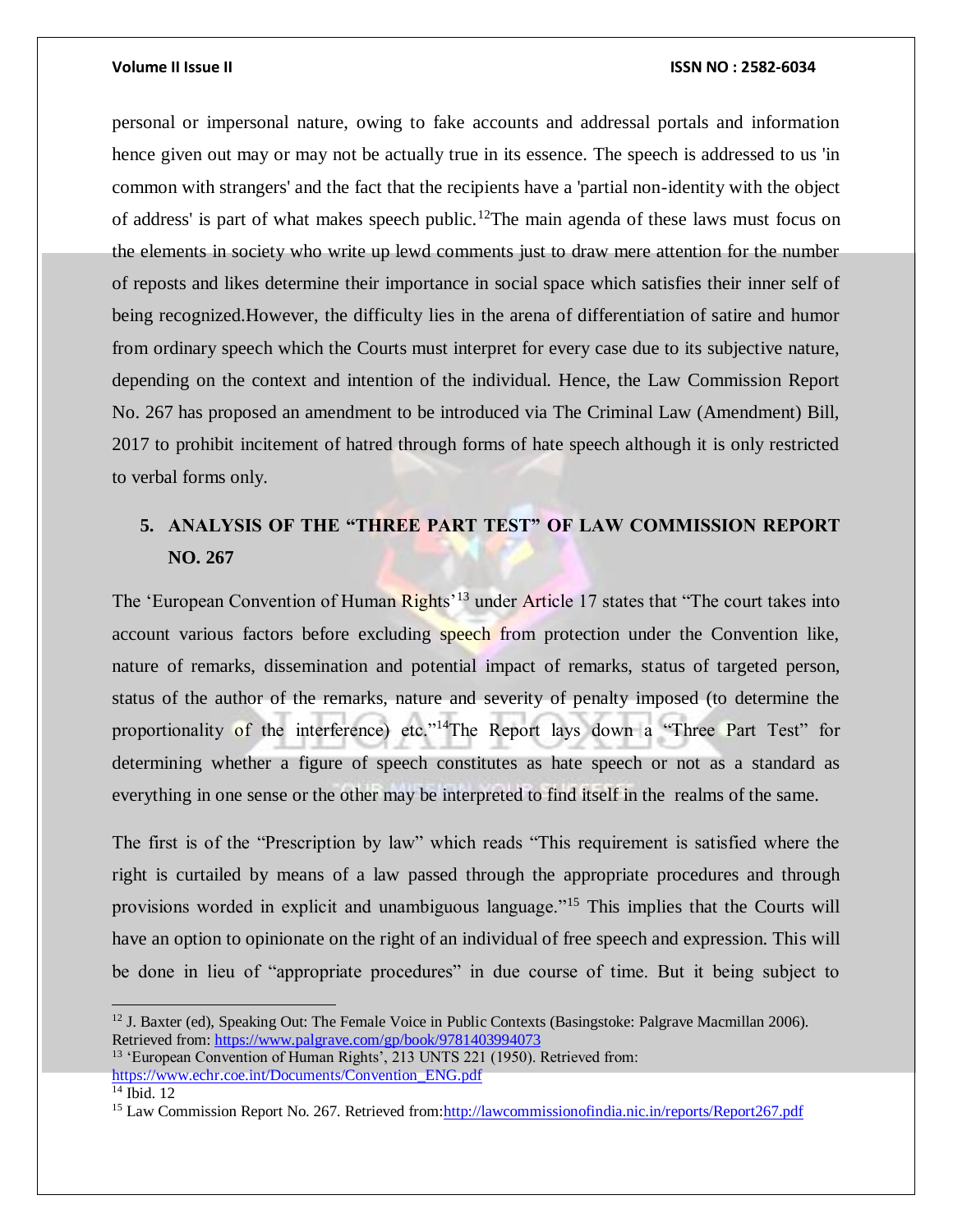personal or impersonal nature, owing to fake accounts and addressal portals and information hence given out may or may not be actually true in its essence. The speech is addressed to us 'in common with strangers' and the fact that the recipients have a 'partial non-identity with the object of address' is part of what makes speech public.[12]The main agenda of these laws must focus on the elements in society who write up lewd comments just to draw mere attention for the number of reposts and likes determine their importance in social space which satisfies their inner self of being recognized.However, the difficulty lies in the arena of differentiation of satire and humor from ordinary speech which the Courts must interpret for every case due to its subjective nature, depending on the context and intention of the individual. Hence, the Law Commission Report No. 267 has proposed an amendment to be introduced via The Criminal Law (Amendment) Bill, 2017 to prohibit incitement of hatred through forms of hate speech although it is only restricted to verbal forms only.

## 5. ANALYSIS OF THE "THREE PART TEST" OF LAW COMMISSION REPORT NO. 267

The 'European Convention of Human Rights'[13] under Article 17 states that "The court takes into account various factors before excluding speech from protection under the Convention like, nature of remarks, dissemination and potential impact of remarks, status of targeted person, status of the author of the remarks, nature and severity of penalty imposed (to determine the proportionality of the interference) etc."[14]The Report lays down a "Three Part Test" for determining whether a figure of speech constitutes as hate speech or not as a standard as everything in one sense or the other may be interpreted to find itself in the realms of the same.

The first is of the "Prescription by law" which reads "This requirement is satisfied where the right is curtailed by means of a law passed through the appropriate procedures and through provisions worded in explicit and unambiguous language."[15] This implies that the Courts will have an option to opinionate on the right of an individual of free speech and expression. This will be done in lieu of "appropriate procedures" in due course of time. But it being subject to

---

[12] J. Baxter (ed), Speaking Out: The Female Voice in Public Contexts (Basingstoke: Palgrave Macmillan 2006). Retrieved from: https://www.palgrave.com/gp/book/9781403994073

[13] 'European Convention of Human Rights', 213 UNTS 221 (1950). Retrieved from: https://www.echr.coe.int/Documents/Convention_ENG.pdf

[14] Ibid. 12

[15] Law Commission Report No. 267. Retrieved from:http://lawcommissionofindia.nic.in/reports/Report267.pdf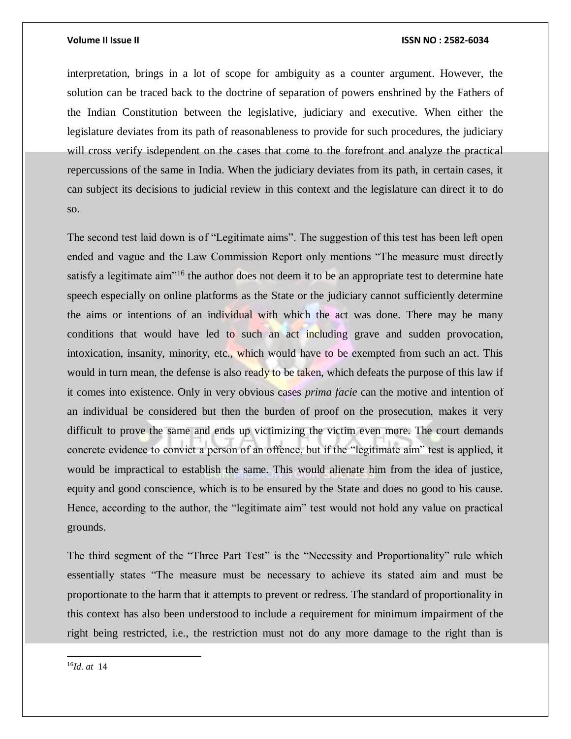interpretation, brings in a lot of scope for ambiguity as a counter argument. However, the solution can be traced back to the doctrine of separation of powers enshrined by the Fathers of the Indian Constitution between the legislative, judiciary and executive. When either the legislature deviates from its path of reasonableness to provide for such procedures, the judiciary will cross verify isdependent on the cases that come to the forefront and analyze the practical repercussions of the same in India. When the judiciary deviates from its path, in certain cases, it can subject its decisions to judicial review in this context and the legislature can direct it to do so.

The second test laid down is of "Legitimate aims". The suggestion of this test has been left open ended and vague and the Law Commission Report only mentions "The measure must directly satisfy a legitimate aim"[16] the author does not deem it to be an appropriate test to determine hate speech especially on online platforms as the State or the judiciary cannot sufficiently determine the aims or intentions of an individual with which the act was done. There may be many conditions that would have led to such an act including grave and sudden provocation, intoxication, insanity, minority, etc., which would have to be exempted from such an act. This would in turn mean, the defense is also ready to be taken, which defeats the purpose of this law if it comes into existence. Only in very obvious cases *prima facie* can the motive and intention of an individual be considered but then the burden of proof on the prosecution, makes it very difficult to prove the same and ends up victimizing the victim even more. The court demands concrete evidence to convict a person of an offence, but if the "legitimate aim" test is applied, it would be impractical to establish the same. This would alienate him from the idea of justice, equity and good conscience, which is to be ensured by the State and does no good to his cause. Hence, according to the author, the "legitimate aim" test would not hold any value on practical grounds.

The third segment of the "Three Part Test" is the "Necessity and Proportionality" rule which essentially states "The measure must be necessary to achieve its stated aim and must be proportionate to the harm that it attempts to prevent or redress. The standard of proportionality in this context has also been understood to include a requirement for minimum impairment of the right being restricted, i.e., the restriction must not do any more damage to the right than is

---

[16] *Id. at* 14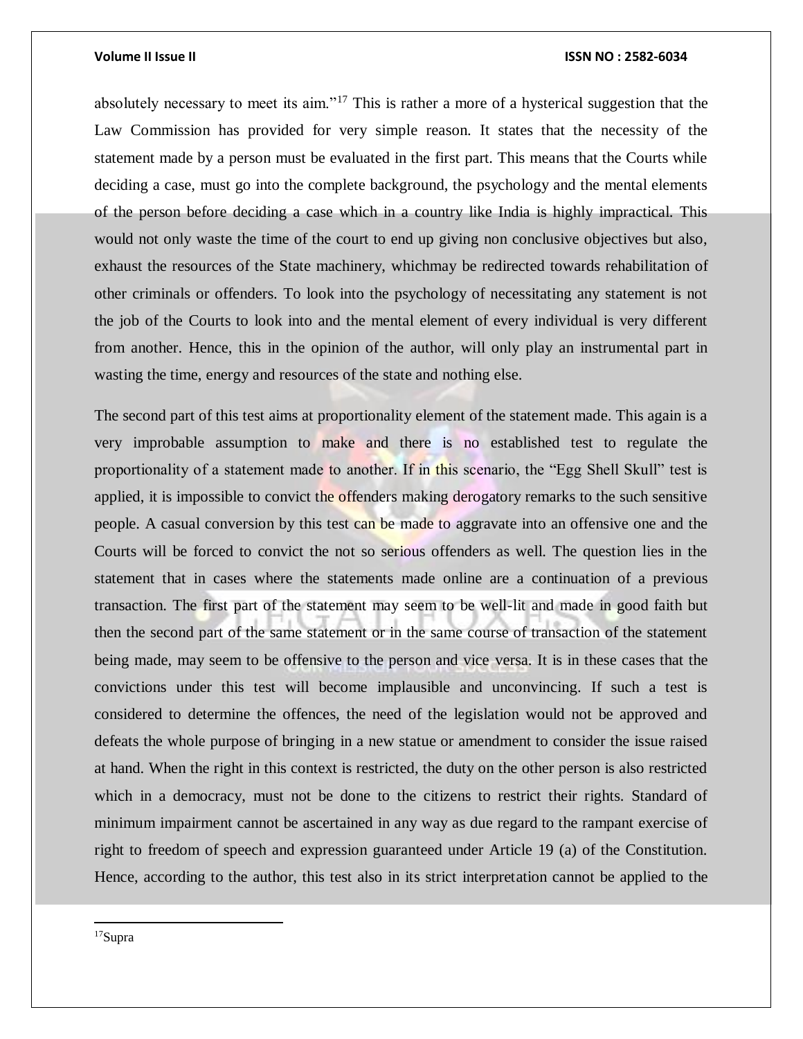absolutely necessary to meet its aim."[17] This is rather a more of a hysterical suggestion that the Law Commission has provided for very simple reason. It states that the necessity of the statement made by a person must be evaluated in the first part. This means that the Courts while deciding a case, must go into the complete background, the psychology and the mental elements of the person before deciding a case which in a country like India is highly impractical. This would not only waste the time of the court to end up giving non conclusive objectives but also, exhaust the resources of the State machinery, whichmay be redirected towards rehabilitation of other criminals or offenders. To look into the psychology of necessitating any statement is not the job of the Courts to look into and the mental element of every individual is very different from another. Hence, this in the opinion of the author, will only play an instrumental part in wasting the time, energy and resources of the state and nothing else.

The second part of this test aims at proportionality element of the statement made. This again is a very improbable assumption to make and there is no established test to regulate the proportionality of a statement made to another. If in this scenario, the "Egg Shell Skull" test is applied, it is impossible to convict the offenders making derogatory remarks to the such sensitive people. A casual conversion by this test can be made to aggravate into an offensive one and the Courts will be forced to convict the not so serious offenders as well. The question lies in the statement that in cases where the statements made online are a continuation of a previous transaction. The first part of the statement may seem to be well-lit and made in good faith but then the second part of the same statement or in the same course of transaction of the statement being made, may seem to be offensive to the person and vice versa. It is in these cases that the convictions under this test will become implausible and unconvincing. If such a test is considered to determine the offences, the need of the legislation would not be approved and defeats the whole purpose of bringing in a new statue or amendment to consider the issue raised at hand. When the right in this context is restricted, the duty on the other person is also restricted which in a democracy, must not be done to the citizens to restrict their rights. Standard of minimum impairment cannot be ascertained in any way as due regard to the rampant exercise of right to freedom of speech and expression guaranteed under Article 19 (a) of the Constitution. Hence, according to the author, this test also in its strict interpretation cannot be applied to the

---

[17] Supra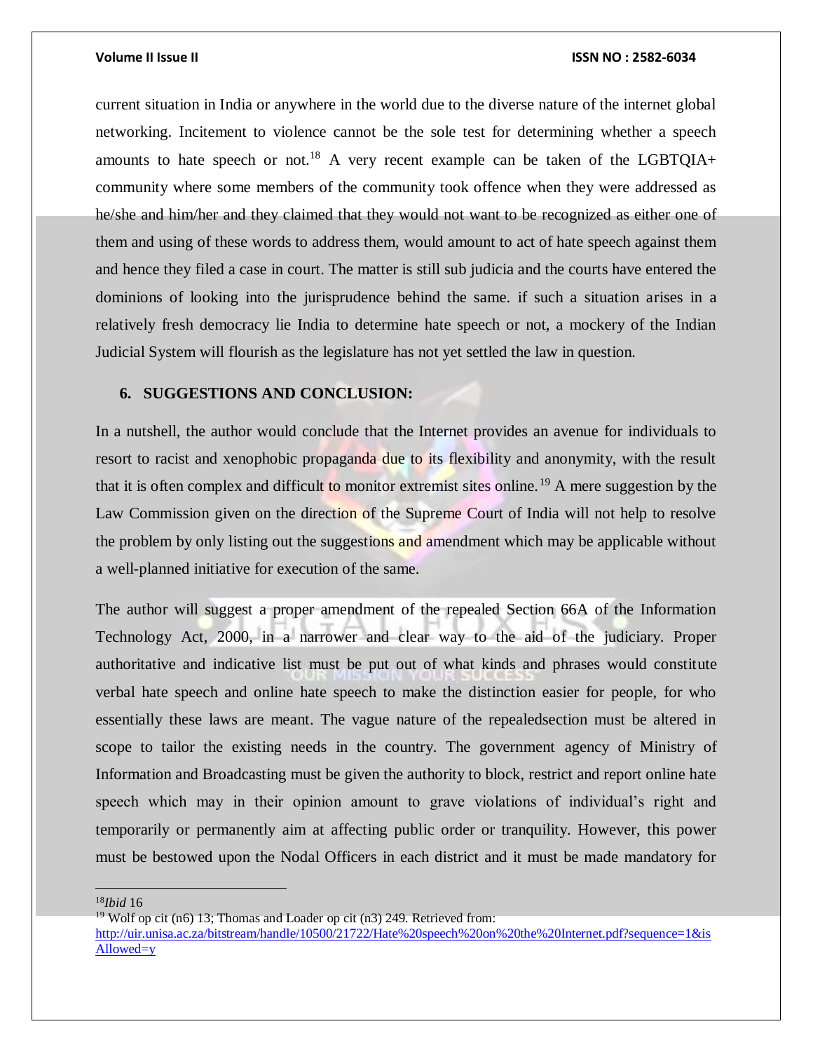current situation in India or anywhere in the world due to the diverse nature of the internet global networking. Incitement to violence cannot be the sole test for determining whether a speech amounts to hate speech or not.[18] A very recent example can be taken of the LGBTQIA+ community where some members of the community took offence when they were addressed as he/she and him/her and they claimed that they would not want to be recognized as either one of them and using of these words to address them, would amount to act of hate speech against them and hence they filed a case in court. The matter is still sub judicia and the courts have entered the dominions of looking into the jurisprudence behind the same. if such a situation arises in a relatively fresh democracy lie India to determine hate speech or not, a mockery of the Indian Judicial System will flourish as the legislature has not yet settled the law in question.

## 6. SUGGESTIONS AND CONCLUSION:

In a nutshell, the author would conclude that the Internet provides an avenue for individuals to resort to racist and xenophobic propaganda due to its flexibility and anonymity, with the result that it is often complex and difficult to monitor extremist sites online.[19] A mere suggestion by the Law Commission given on the direction of the Supreme Court of India will not help to resolve the problem by only listing out the suggestions and amendment which may be applicable without a well-planned initiative for execution of the same.

The author will suggest a proper amendment of the repealed Section 66A of the Information Technology Act, 2000, in a narrower and clear way to the aid of the judiciary. Proper authoritative and indicative list must be put out of what kinds and phrases would constitute verbal hate speech and online hate speech to make the distinction easier for people, for who essentially these laws are meant. The vague nature of the repealedsection must be altered in scope to tailor the existing needs in the country. The government agency of Ministry of Information and Broadcasting must be given the authority to block, restrict and report online hate speech which may in their opinion amount to grave violations of individual's right and temporarily or permanently aim at affecting public order or tranquility. However, this power must be bestowed upon the Nodal Officers in each district and it must be made mandatory for

---

[18] *Ibid* 16

[19] Wolf op cit (n6) 13; Thomas and Loader op cit (n3) 249. Retrieved from: http://uir.unisa.ac.za/bitstream/handle/10500/21722/Hate%20speech%20on%20the%20Internet.pdf?sequence=1&isAllowed=y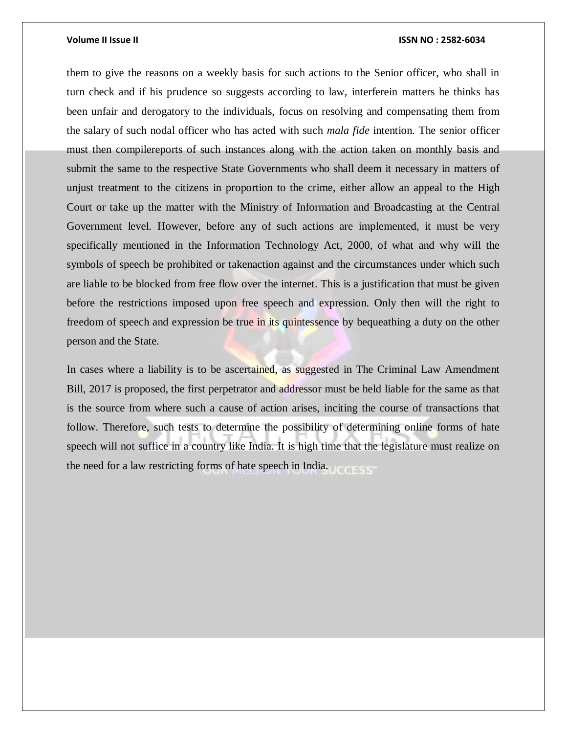them to give the reasons on a weekly basis for such actions to the Senior officer, who shall in turn check and if his prudence so suggests according to law, interferein matters he thinks has been unfair and derogatory to the individuals, focus on resolving and compensating them from the salary of such nodal officer who has acted with such *mala fide* intention. The senior officer must then compilereports of such instances along with the action taken on monthly basis and submit the same to the respective State Governments who shall deem it necessary in matters of unjust treatment to the citizens in proportion to the crime, either allow an appeal to the High Court or take up the matter with the Ministry of Information and Broadcasting at the Central Government level. However, before any of such actions are implemented, it must be very specifically mentioned in the Information Technology Act, 2000, of what and why will the symbols of speech be prohibited or takenaction against and the circumstances under which such are liable to be blocked from free flow over the internet. This is a justification that must be given before the restrictions imposed upon free speech and expression. Only then will the right to freedom of speech and expression be true in its quintessence by bequeathing a duty on the other person and the State.

In cases where a liability is to be ascertained, as suggested in The Criminal Law Amendment Bill, 2017 is proposed, the first perpetrator and addressor must be held liable for the same as that is the source from where such a cause of action arises, inciting the course of transactions that follow. Therefore, such tests to determine the possibility of determining online forms of hate speech will not suffice in a country like India. It is high time that the legislature must realize on the need for a law restricting forms of hate speech in India.